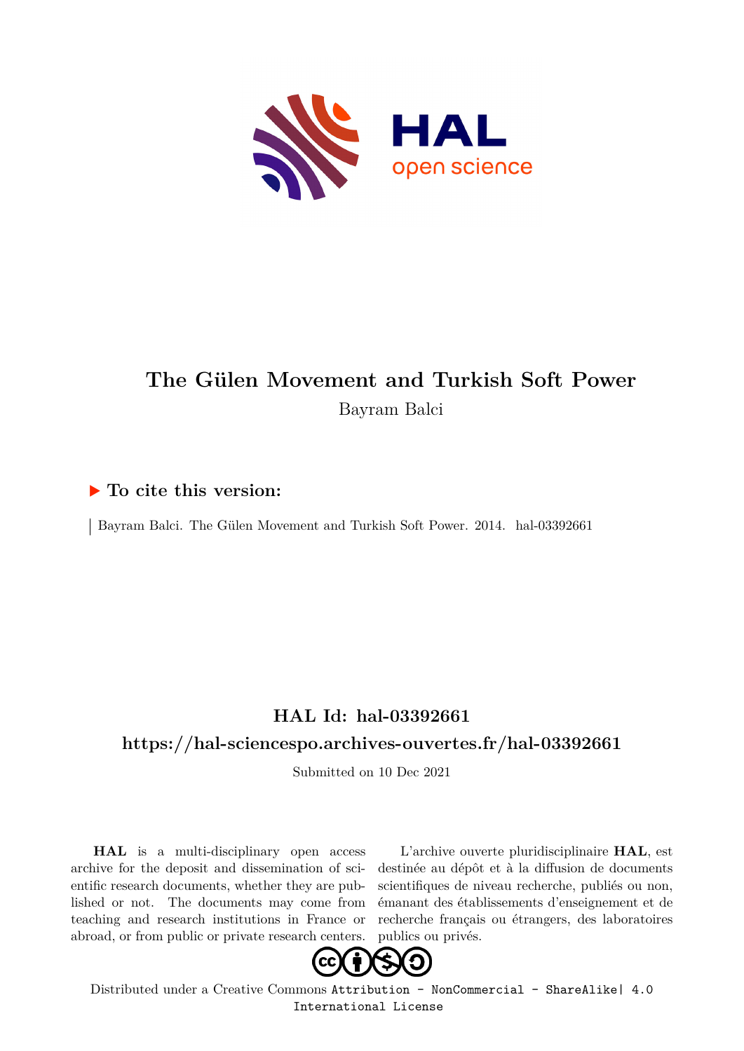# The Gülen Movement and Turkish Soft Power

Bayram Balci

## ▶ To cite this version:

Bayram Balci. The Gülen Movement and Turkish Soft Power. 2014. hal-03392661

## HAL Id: hal-03392661

## https://hal-sciencespo.archives-ouvertes.fr/hal-03392661

Submitted on 10 Dec 2021

**HAL** is a multi-disciplinary open access archive for the deposit and dissemination of scientific research documents, whether they are published or not. The documents may come from teaching and research institutions in France or abroad, or from public or private research centers.

L'archive ouverte pluridisciplinaire **HAL**, est destinée au dépôt et à la diffusion de documents scientifiques de niveau recherche, publiés ou non, émanant des établissements d'enseignement et de recherche français ou étrangers, des laboratoires publics ou privés.

Distributed under a Creative Commons Attribution - NonCommercial - ShareAlike| 4.0 International License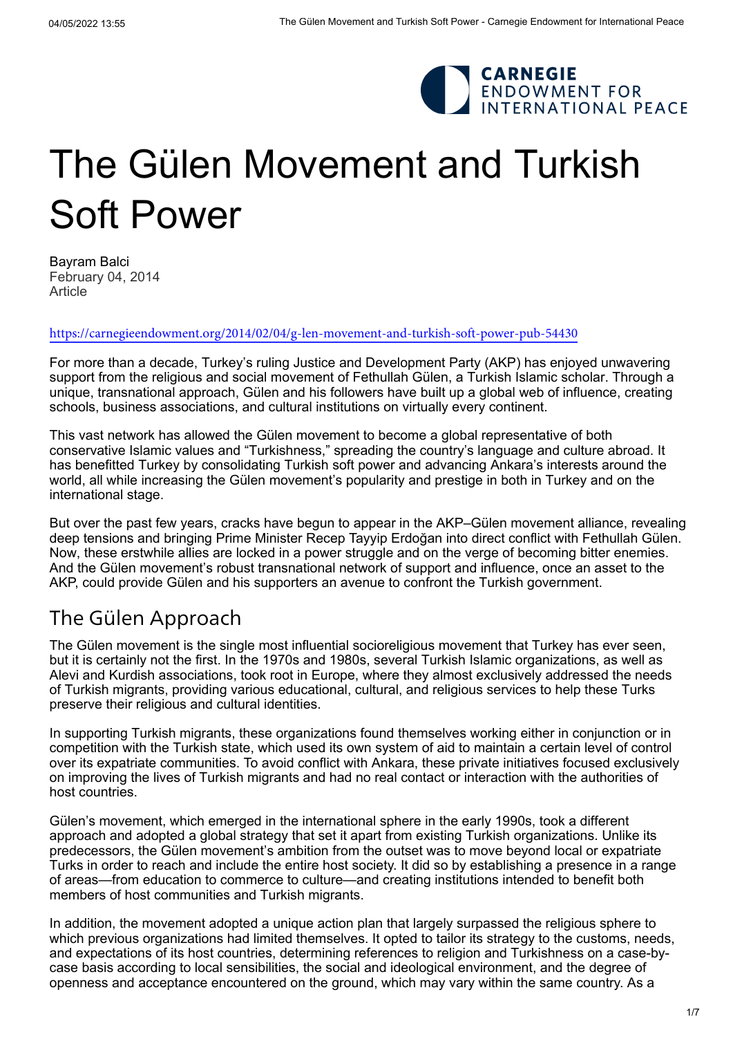# The Gülen Movement and Turkish Soft Power

Bayram Balci
February 04, 2014
Article

https://carnegieendowment.org/2014/02/04/g-len-movement-and-turkish-soft-power-pub-54430

For more than a decade, Turkey's ruling Justice and Development Party (AKP) has enjoyed unwavering support from the religious and social movement of Fethullah Gülen, a Turkish Islamic scholar. Through a unique, transnational approach, Gülen and his followers have built up a global web of influence, creating schools, business associations, and cultural institutions on virtually every continent.

This vast network has allowed the Gülen movement to become a global representative of both conservative Islamic values and "Turkishness," spreading the country's language and culture abroad. It has benefitted Turkey by consolidating Turkish soft power and advancing Ankara's interests around the world, all while increasing the Gülen movement's popularity and prestige in both in Turkey and on the international stage.

But over the past few years, cracks have begun to appear in the AKP–Gülen movement alliance, revealing deep tensions and bringing Prime Minister Recep Tayyip Erdoğan into direct conflict with Fethullah Gülen. Now, these erstwhile allies are locked in a power struggle and on the verge of becoming bitter enemies. And the Gülen movement's robust transnational network of support and influence, once an asset to the AKP, could provide Gülen and his supporters an avenue to confront the Turkish government.

## The Gülen Approach

The Gülen movement is the single most influential socioreligious movement that Turkey has ever seen, but it is certainly not the first. In the 1970s and 1980s, several Turkish Islamic organizations, as well as Alevi and Kurdish associations, took root in Europe, where they almost exclusively addressed the needs of Turkish migrants, providing various educational, cultural, and religious services to help these Turks preserve their religious and cultural identities.

In supporting Turkish migrants, these organizations found themselves working either in conjunction or in competition with the Turkish state, which used its own system of aid to maintain a certain level of control over its expatriate communities. To avoid conflict with Ankara, these private initiatives focused exclusively on improving the lives of Turkish migrants and had no real contact or interaction with the authorities of host countries.

Gülen's movement, which emerged in the international sphere in the early 1990s, took a different approach and adopted a global strategy that set it apart from existing Turkish organizations. Unlike its predecessors, the Gülen movement's ambition from the outset was to move beyond local or expatriate Turks in order to reach and include the entire host society. It did so by establishing a presence in a range of areas—from education to commerce to culture—and creating institutions intended to benefit both members of host communities and Turkish migrants.

In addition, the movement adopted a unique action plan that largely surpassed the religious sphere to which previous organizations had limited themselves. It opted to tailor its strategy to the customs, needs, and expectations of its host countries, determining references to religion and Turkishness on a case-by-case basis according to local sensibilities, the social and ideological environment, and the degree of openness and acceptance encountered on the ground, which may vary within the same country. As a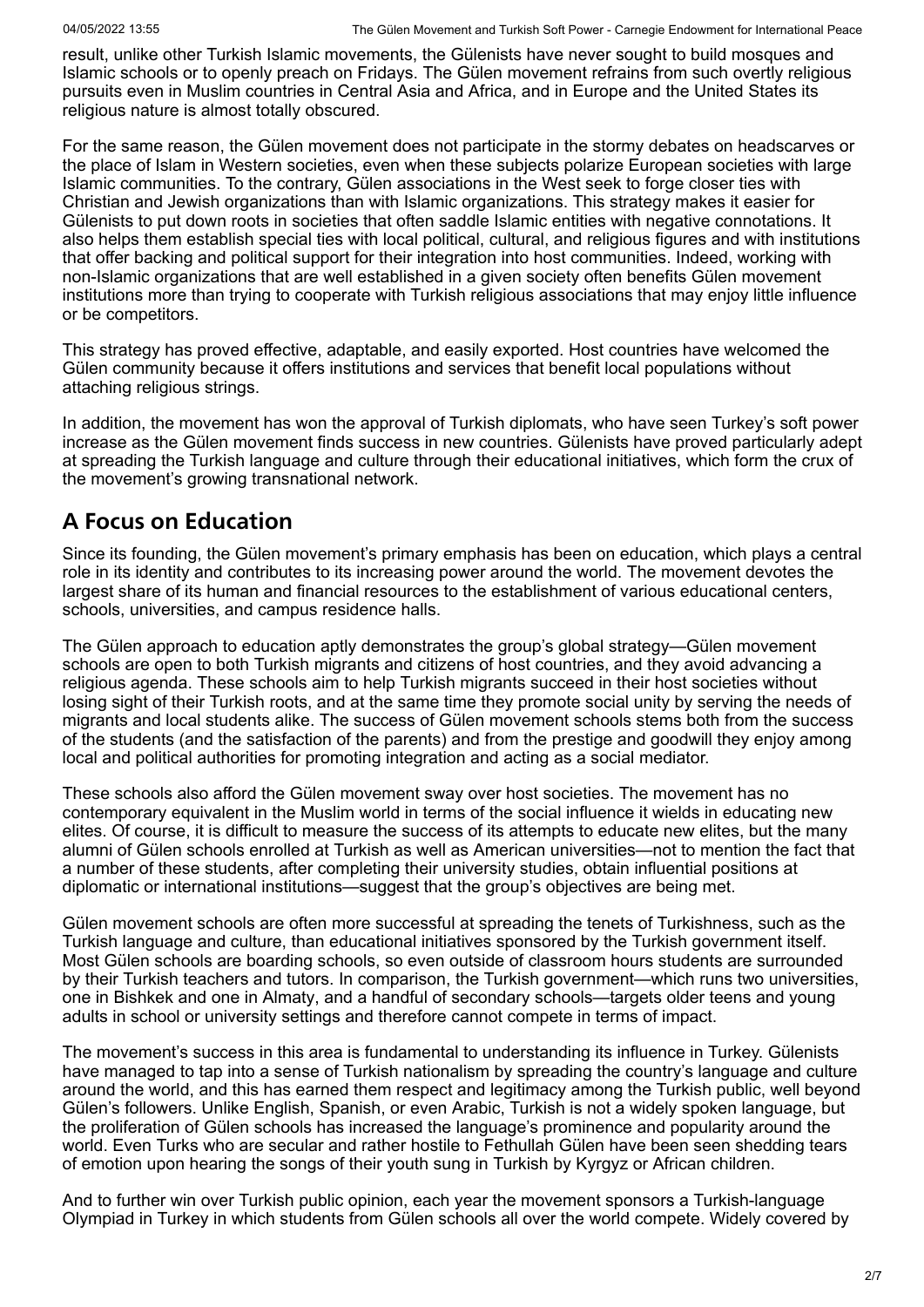result, unlike other Turkish Islamic movements, the Gülenists have never sought to build mosques and Islamic schools or to openly preach on Fridays. The Gülen movement refrains from such overtly religious pursuits even in Muslim countries in Central Asia and Africa, and in Europe and the United States its religious nature is almost totally obscured.

For the same reason, the Gülen movement does not participate in the stormy debates on headscarves or the place of Islam in Western societies, even when these subjects polarize European societies with large Islamic communities. To the contrary, Gülen associations in the West seek to forge closer ties with Christian and Jewish organizations than with Islamic organizations. This strategy makes it easier for Gülenists to put down roots in societies that often saddle Islamic entities with negative connotations. It also helps them establish special ties with local political, cultural, and religious figures and with institutions that offer backing and political support for their integration into host communities. Indeed, working with non-Islamic organizations that are well established in a given society often benefits Gülen movement institutions more than trying to cooperate with Turkish religious associations that may enjoy little influence or be competitors.

This strategy has proved effective, adaptable, and easily exported. Host countries have welcomed the Gülen community because it offers institutions and services that benefit local populations without attaching religious strings.

In addition, the movement has won the approval of Turkish diplomats, who have seen Turkey's soft power increase as the Gülen movement finds success in new countries. Gülenists have proved particularly adept at spreading the Turkish language and culture through their educational initiatives, which form the crux of the movement's growing transnational network.

## A Focus on Education

Since its founding, the Gülen movement's primary emphasis has been on education, which plays a central role in its identity and contributes to its increasing power around the world. The movement devotes the largest share of its human and financial resources to the establishment of various educational centers, schools, universities, and campus residence halls.

The Gülen approach to education aptly demonstrates the group's global strategy—Gülen movement schools are open to both Turkish migrants and citizens of host countries, and they avoid advancing a religious agenda. These schools aim to help Turkish migrants succeed in their host societies without losing sight of their Turkish roots, and at the same time they promote social unity by serving the needs of migrants and local students alike. The success of Gülen movement schools stems both from the success of the students (and the satisfaction of the parents) and from the prestige and goodwill they enjoy among local and political authorities for promoting integration and acting as a social mediator.

These schools also afford the Gülen movement sway over host societies. The movement has no contemporary equivalent in the Muslim world in terms of the social influence it wields in educating new elites. Of course, it is difficult to measure the success of its attempts to educate new elites, but the many alumni of Gülen schools enrolled at Turkish as well as American universities—not to mention the fact that a number of these students, after completing their university studies, obtain influential positions at diplomatic or international institutions—suggest that the group's objectives are being met.

Gülen movement schools are often more successful at spreading the tenets of Turkishness, such as the Turkish language and culture, than educational initiatives sponsored by the Turkish government itself. Most Gülen schools are boarding schools, so even outside of classroom hours students are surrounded by their Turkish teachers and tutors. In comparison, the Turkish government—which runs two universities, one in Bishkek and one in Almaty, and a handful of secondary schools—targets older teens and young adults in school or university settings and therefore cannot compete in terms of impact.

The movement's success in this area is fundamental to understanding its influence in Turkey. Gülenists have managed to tap into a sense of Turkish nationalism by spreading the country's language and culture around the world, and this has earned them respect and legitimacy among the Turkish public, well beyond Gülen's followers. Unlike English, Spanish, or even Arabic, Turkish is not a widely spoken language, but the proliferation of Gülen schools has increased the language's prominence and popularity around the world. Even Turks who are secular and rather hostile to Fethullah Gülen have been seen shedding tears of emotion upon hearing the songs of their youth sung in Turkish by Kyrgyz or African children.

And to further win over Turkish public opinion, each year the movement sponsors a Turkish-language Olympiad in Turkey in which students from Gülen schools all over the world compete. Widely covered by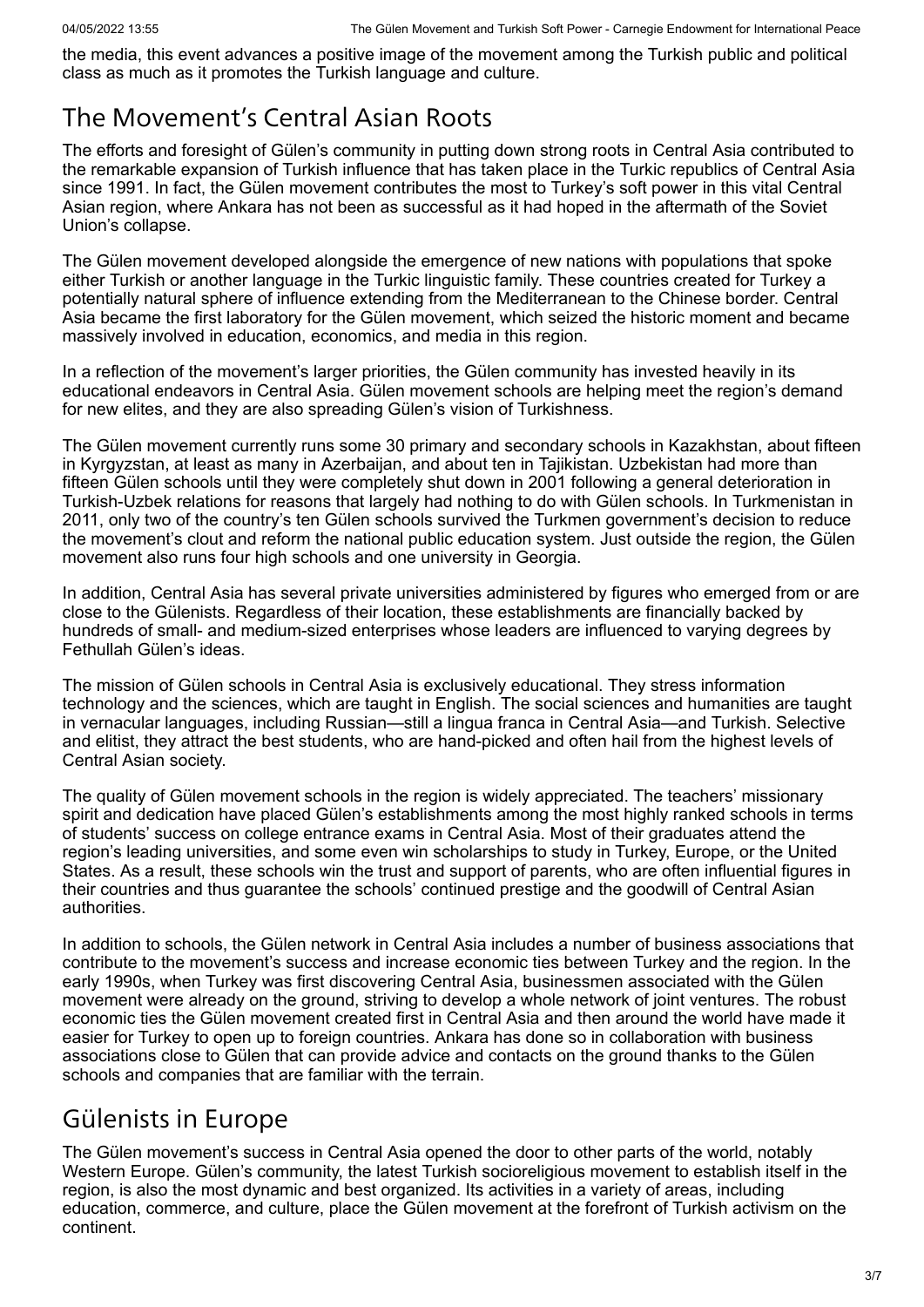the media, this event advances a positive image of the movement among the Turkish public and political class as much as it promotes the Turkish language and culture.

## The Movement's Central Asian Roots

The efforts and foresight of Gülen's community in putting down strong roots in Central Asia contributed to the remarkable expansion of Turkish influence that has taken place in the Turkic republics of Central Asia since 1991. In fact, the Gülen movement contributes the most to Turkey's soft power in this vital Central Asian region, where Ankara has not been as successful as it had hoped in the aftermath of the Soviet Union's collapse.

The Gülen movement developed alongside the emergence of new nations with populations that spoke either Turkish or another language in the Turkic linguistic family. These countries created for Turkey a potentially natural sphere of influence extending from the Mediterranean to the Chinese border. Central Asia became the first laboratory for the Gülen movement, which seized the historic moment and became massively involved in education, economics, and media in this region.

In a reflection of the movement's larger priorities, the Gülen community has invested heavily in its educational endeavors in Central Asia. Gülen movement schools are helping meet the region's demand for new elites, and they are also spreading Gülen's vision of Turkishness.

The Gülen movement currently runs some 30 primary and secondary schools in Kazakhstan, about fifteen in Kyrgyzstan, at least as many in Azerbaijan, and about ten in Tajikistan. Uzbekistan had more than fifteen Gülen schools until they were completely shut down in 2001 following a general deterioration in Turkish-Uzbek relations for reasons that largely had nothing to do with Gülen schools. In Turkmenistan in 2011, only two of the country's ten Gülen schools survived the Turkmen government's decision to reduce the movement's clout and reform the national public education system. Just outside the region, the Gülen movement also runs four high schools and one university in Georgia.

In addition, Central Asia has several private universities administered by figures who emerged from or are close to the Gülenists. Regardless of their location, these establishments are financially backed by hundreds of small- and medium-sized enterprises whose leaders are influenced to varying degrees by Fethullah Gülen's ideas.

The mission of Gülen schools in Central Asia is exclusively educational. They stress information technology and the sciences, which are taught in English. The social sciences and humanities are taught in vernacular languages, including Russian—still a lingua franca in Central Asia—and Turkish. Selective and elitist, they attract the best students, who are hand-picked and often hail from the highest levels of Central Asian society.

The quality of Gülen movement schools in the region is widely appreciated. The teachers' missionary spirit and dedication have placed Gülen's establishments among the most highly ranked schools in terms of students' success on college entrance exams in Central Asia. Most of their graduates attend the region's leading universities, and some even win scholarships to study in Turkey, Europe, or the United States. As a result, these schools win the trust and support of parents, who are often influential figures in their countries and thus guarantee the schools' continued prestige and the goodwill of Central Asian authorities.

In addition to schools, the Gülen network in Central Asia includes a number of business associations that contribute to the movement's success and increase economic ties between Turkey and the region. In the early 1990s, when Turkey was first discovering Central Asia, businessmen associated with the Gülen movement were already on the ground, striving to develop a whole network of joint ventures. The robust economic ties the Gülen movement created first in Central Asia and then around the world have made it easier for Turkey to open up to foreign countries. Ankara has done so in collaboration with business associations close to Gülen that can provide advice and contacts on the ground thanks to the Gülen schools and companies that are familiar with the terrain.

## Gülenists in Europe

The Gülen movement's success in Central Asia opened the door to other parts of the world, notably Western Europe. Gülen's community, the latest Turkish socioreligious movement to establish itself in the region, is also the most dynamic and best organized. Its activities in a variety of areas, including education, commerce, and culture, place the Gülen movement at the forefront of Turkish activism on the continent.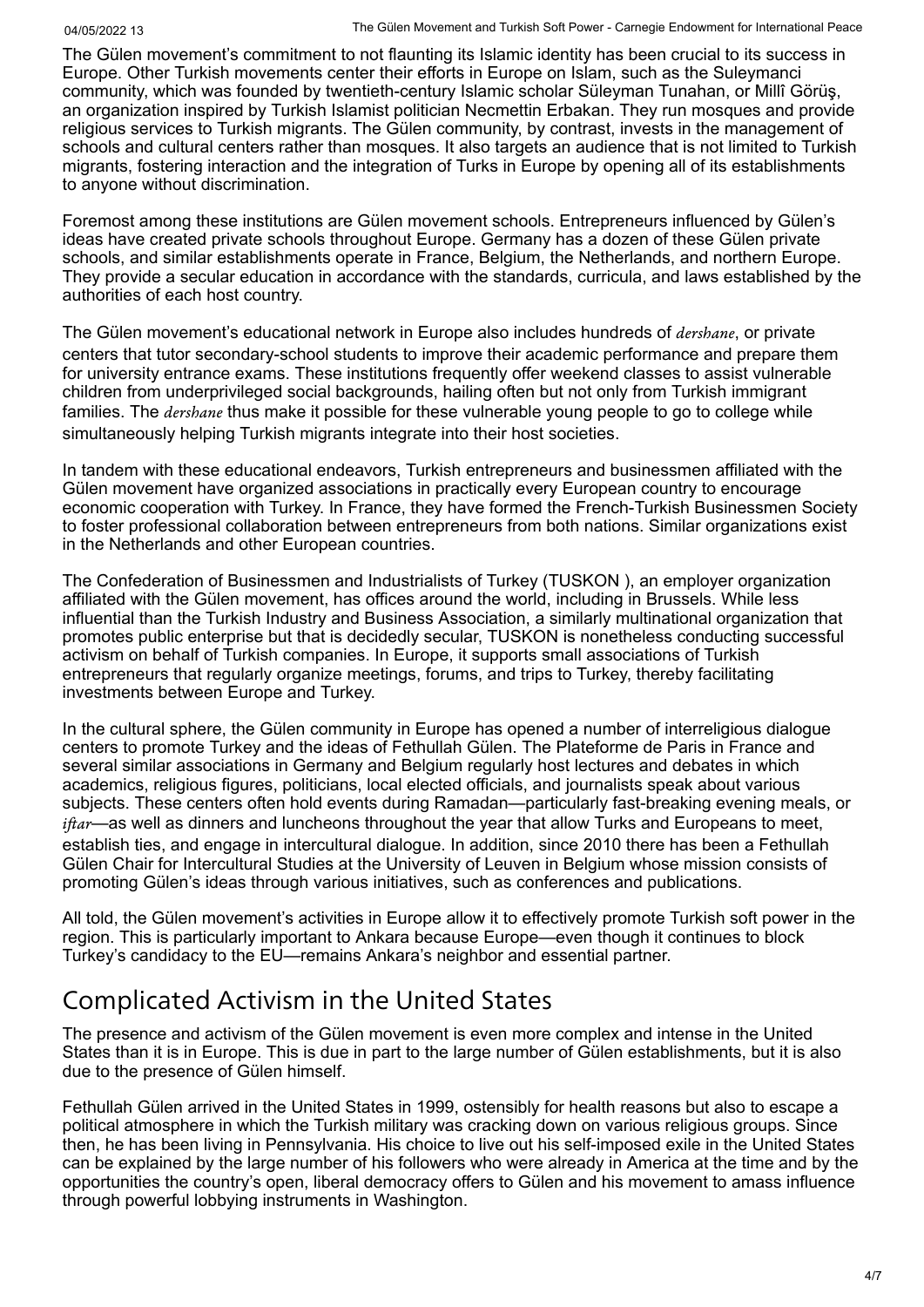The Gülen movement's commitment to not flaunting its Islamic identity has been crucial to its success in Europe. Other Turkish movements center their efforts in Europe on Islam, such as the Suleymanci community, which was founded by twentieth-century Islamic scholar Süleyman Tunahan, or Millî Görüş, an organization inspired by Turkish Islamist politician Necmettin Erbakan. They run mosques and provide religious services to Turkish migrants. The Gülen community, by contrast, invests in the management of schools and cultural centers rather than mosques. It also targets an audience that is not limited to Turkish migrants, fostering interaction and the integration of Turks in Europe by opening all of its establishments to anyone without discrimination.

Foremost among these institutions are Gülen movement schools. Entrepreneurs influenced by Gülen's ideas have created private schools throughout Europe. Germany has a dozen of these Gülen private schools, and similar establishments operate in France, Belgium, the Netherlands, and northern Europe. They provide a secular education in accordance with the standards, curricula, and laws established by the authorities of each host country.

The Gülen movement's educational network in Europe also includes hundreds of *dershane*, or private centers that tutor secondary-school students to improve their academic performance and prepare them for university entrance exams. These institutions frequently offer weekend classes to assist vulnerable children from underprivileged social backgrounds, hailing often but not only from Turkish immigrant families. The *dershane* thus make it possible for these vulnerable young people to go to college while simultaneously helping Turkish migrants integrate into their host societies.

In tandem with these educational endeavors, Turkish entrepreneurs and businessmen affiliated with the Gülen movement have organized associations in practically every European country to encourage economic cooperation with Turkey. In France, they have formed the French-Turkish Businessmen Society to foster professional collaboration between entrepreneurs from both nations. Similar organizations exist in the Netherlands and other European countries.

The Confederation of Businessmen and Industrialists of Turkey (TUSKON ), an employer organization affiliated with the Gülen movement, has offices around the world, including in Brussels. While less influential than the Turkish Industry and Business Association, a similarly multinational organization that promotes public enterprise but that is decidedly secular, TUSKON is nonetheless conducting successful activism on behalf of Turkish companies. In Europe, it supports small associations of Turkish entrepreneurs that regularly organize meetings, forums, and trips to Turkey, thereby facilitating investments between Europe and Turkey.

In the cultural sphere, the Gülen community in Europe has opened a number of interreligious dialogue centers to promote Turkey and the ideas of Fethullah Gülen. The Plateforme de Paris in France and several similar associations in Germany and Belgium regularly host lectures and debates in which academics, religious figures, politicians, local elected officials, and journalists speak about various subjects. These centers often hold events during Ramadan—particularly fast-breaking evening meals, or *iftar*—as well as dinners and luncheons throughout the year that allow Turks and Europeans to meet, establish ties, and engage in intercultural dialogue. In addition, since 2010 there has been a Fethullah Gülen Chair for Intercultural Studies at the University of Leuven in Belgium whose mission consists of promoting Gülen's ideas through various initiatives, such as conferences and publications.

All told, the Gülen movement's activities in Europe allow it to effectively promote Turkish soft power in the region. This is particularly important to Ankara because Europe—even though it continues to block Turkey's candidacy to the EU—remains Ankara's neighbor and essential partner.

## Complicated Activism in the United States

The presence and activism of the Gülen movement is even more complex and intense in the United States than it is in Europe. This is due in part to the large number of Gülen establishments, but it is also due to the presence of Gülen himself.

Fethullah Gülen arrived in the United States in 1999, ostensibly for health reasons but also to escape a political atmosphere in which the Turkish military was cracking down on various religious groups. Since then, he has been living in Pennsylvania. His choice to live out his self-imposed exile in the United States can be explained by the large number of his followers who were already in America at the time and by the opportunities the country's open, liberal democracy offers to Gülen and his movement to amass influence through powerful lobbying instruments in Washington.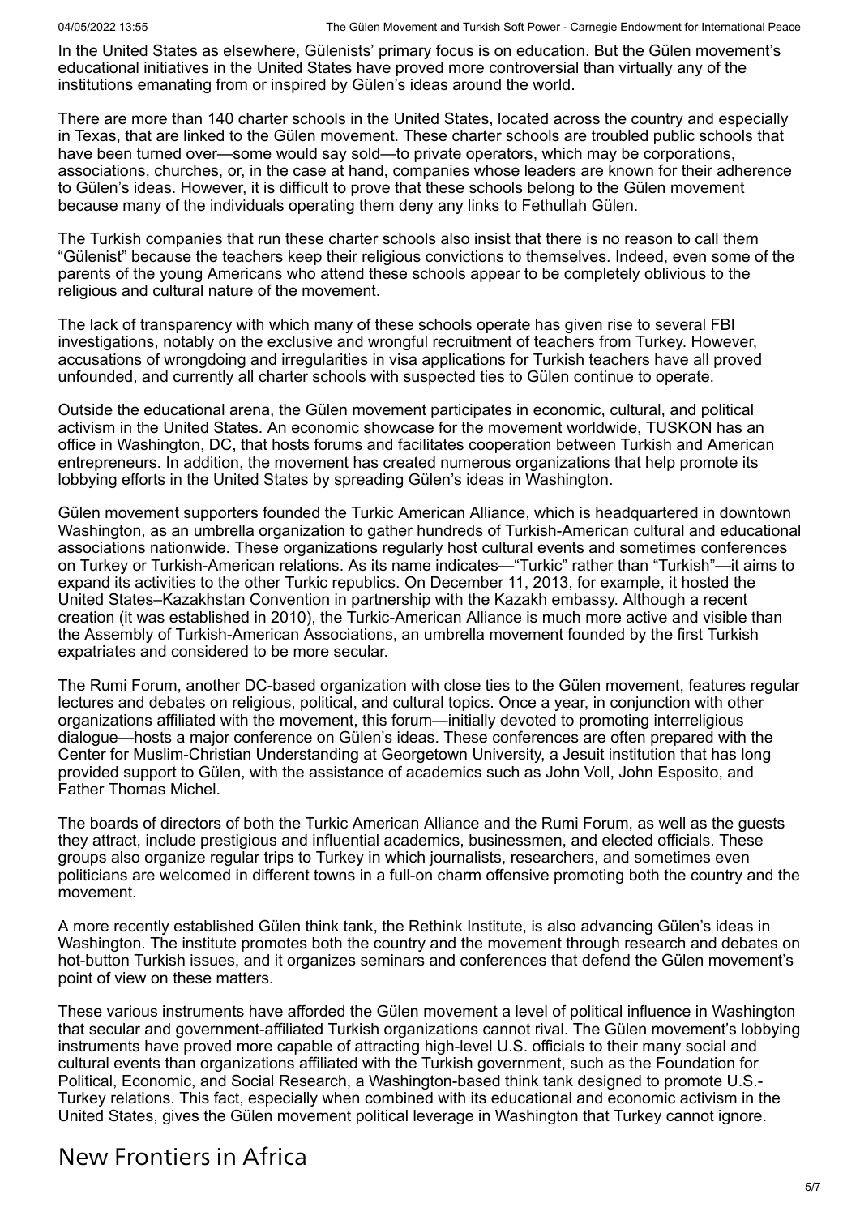In the United States as elsewhere, Gülenists' primary focus is on education. But the Gülen movement's educational initiatives in the United States have proved more controversial than virtually any of the institutions emanating from or inspired by Gülen's ideas around the world.

There are more than 140 charter schools in the United States, located across the country and especially in Texas, that are linked to the Gülen movement. These charter schools are troubled public schools that have been turned over—some would say sold—to private operators, which may be corporations, associations, churches, or, in the case at hand, companies whose leaders are known for their adherence to Gülen's ideas. However, it is difficult to prove that these schools belong to the Gülen movement because many of the individuals operating them deny any links to Fethullah Gülen.

The Turkish companies that run these charter schools also insist that there is no reason to call them "Gülenist" because the teachers keep their religious convictions to themselves. Indeed, even some of the parents of the young Americans who attend these schools appear to be completely oblivious to the religious and cultural nature of the movement.

The lack of transparency with which many of these schools operate has given rise to several FBI investigations, notably on the exclusive and wrongful recruitment of teachers from Turkey. However, accusations of wrongdoing and irregularities in visa applications for Turkish teachers have all proved unfounded, and currently all charter schools with suspected ties to Gülen continue to operate.

Outside the educational arena, the Gülen movement participates in economic, cultural, and political activism in the United States. An economic showcase for the movement worldwide, TUSKON has an office in Washington, DC, that hosts forums and facilitates cooperation between Turkish and American entrepreneurs. In addition, the movement has created numerous organizations that help promote its lobbying efforts in the United States by spreading Gülen's ideas in Washington.

Gülen movement supporters founded the Turkic American Alliance, which is headquartered in downtown Washington, as an umbrella organization to gather hundreds of Turkish-American cultural and educational associations nationwide. These organizations regularly host cultural events and sometimes conferences on Turkey or Turkish-American relations. As its name indicates—"Turkic" rather than "Turkish"—it aims to expand its activities to the other Turkic republics. On December 11, 2013, for example, it hosted the United States–Kazakhstan Convention in partnership with the Kazakh embassy. Although a recent creation (it was established in 2010), the Turkic-American Alliance is much more active and visible than the Assembly of Turkish-American Associations, an umbrella movement founded by the first Turkish expatriates and considered to be more secular.

The Rumi Forum, another DC-based organization with close ties to the Gülen movement, features regular lectures and debates on religious, political, and cultural topics. Once a year, in conjunction with other organizations affiliated with the movement, this forum—initially devoted to promoting interreligious dialogue—hosts a major conference on Gülen's ideas. These conferences are often prepared with the Center for Muslim-Christian Understanding at Georgetown University, a Jesuit institution that has long provided support to Gülen, with the assistance of academics such as John Voll, John Esposito, and Father Thomas Michel.

The boards of directors of both the Turkic American Alliance and the Rumi Forum, as well as the guests they attract, include prestigious and influential academics, businessmen, and elected officials. These groups also organize regular trips to Turkey in which journalists, researchers, and sometimes even politicians are welcomed in different towns in a full-on charm offensive promoting both the country and the movement.

A more recently established Gülen think tank, the Rethink Institute, is also advancing Gülen's ideas in Washington. The institute promotes both the country and the movement through research and debates on hot-button Turkish issues, and it organizes seminars and conferences that defend the Gülen movement's point of view on these matters.

These various instruments have afforded the Gülen movement a level of political influence in Washington that secular and government-affiliated Turkish organizations cannot rival. The Gülen movement's lobbying instruments have proved more capable of attracting high-level U.S. officials to their many social and cultural events than organizations affiliated with the Turkish government, such as the Foundation for Political, Economic, and Social Research, a Washington-based think tank designed to promote U.S.-Turkey relations. This fact, especially when combined with its educational and economic activism in the United States, gives the Gülen movement political leverage in Washington that Turkey cannot ignore.

## New Frontiers in Africa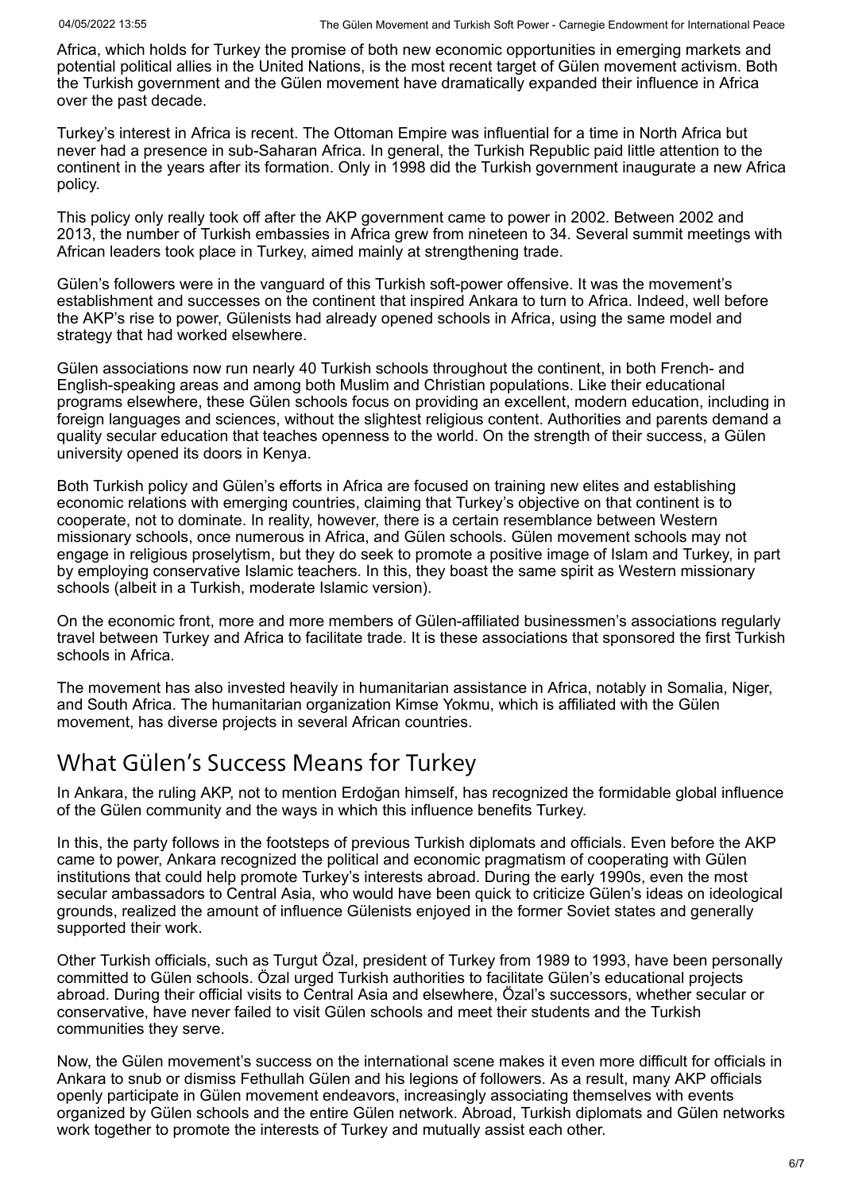Africa, which holds for Turkey the promise of both new economic opportunities in emerging markets and potential political allies in the United Nations, is the most recent target of Gülen movement activism. Both the Turkish government and the Gülen movement have dramatically expanded their influence in Africa over the past decade.

Turkey's interest in Africa is recent. The Ottoman Empire was influential for a time in North Africa but never had a presence in sub-Saharan Africa. In general, the Turkish Republic paid little attention to the continent in the years after its formation. Only in 1998 did the Turkish government inaugurate a new Africa policy.

This policy only really took off after the AKP government came to power in 2002. Between 2002 and 2013, the number of Turkish embassies in Africa grew from nineteen to 34. Several summit meetings with African leaders took place in Turkey, aimed mainly at strengthening trade.

Gülen's followers were in the vanguard of this Turkish soft-power offensive. It was the movement's establishment and successes on the continent that inspired Ankara to turn to Africa. Indeed, well before the AKP's rise to power, Gülenists had already opened schools in Africa, using the same model and strategy that had worked elsewhere.

Gülen associations now run nearly 40 Turkish schools throughout the continent, in both French- and English-speaking areas and among both Muslim and Christian populations. Like their educational programs elsewhere, these Gülen schools focus on providing an excellent, modern education, including in foreign languages and sciences, without the slightest religious content. Authorities and parents demand a quality secular education that teaches openness to the world. On the strength of their success, a Gülen university opened its doors in Kenya.

Both Turkish policy and Gülen's efforts in Africa are focused on training new elites and establishing economic relations with emerging countries, claiming that Turkey's objective on that continent is to cooperate, not to dominate. In reality, however, there is a certain resemblance between Western missionary schools, once numerous in Africa, and Gülen schools. Gülen movement schools may not engage in religious proselytism, but they do seek to promote a positive image of Islam and Turkey, in part by employing conservative Islamic teachers. In this, they boast the same spirit as Western missionary schools (albeit in a Turkish, moderate Islamic version).

On the economic front, more and more members of Gülen-affiliated businessmen's associations regularly travel between Turkey and Africa to facilitate trade. It is these associations that sponsored the first Turkish schools in Africa.

The movement has also invested heavily in humanitarian assistance in Africa, notably in Somalia, Niger, and South Africa. The humanitarian organization Kimse Yokmu, which is affiliated with the Gülen movement, has diverse projects in several African countries.

## What Gülen's Success Means for Turkey

In Ankara, the ruling AKP, not to mention Erdoğan himself, has recognized the formidable global influence of the Gülen community and the ways in which this influence benefits Turkey.

In this, the party follows in the footsteps of previous Turkish diplomats and officials. Even before the AKP came to power, Ankara recognized the political and economic pragmatism of cooperating with Gülen institutions that could help promote Turkey's interests abroad. During the early 1990s, even the most secular ambassadors to Central Asia, who would have been quick to criticize Gülen's ideas on ideological grounds, realized the amount of influence Gülenists enjoyed in the former Soviet states and generally supported their work.

Other Turkish officials, such as Turgut Özal, president of Turkey from 1989 to 1993, have been personally committed to Gülen schools. Özal urged Turkish authorities to facilitate Gülen's educational projects abroad. During their official visits to Central Asia and elsewhere, Özal's successors, whether secular or conservative, have never failed to visit Gülen schools and meet their students and the Turkish communities they serve.

Now, the Gülen movement's success on the international scene makes it even more difficult for officials in Ankara to snub or dismiss Fethullah Gülen and his legions of followers. As a result, many AKP officials openly participate in Gülen movement endeavors, increasingly associating themselves with events organized by Gülen schools and the entire Gülen network. Abroad, Turkish diplomats and Gülen networks work together to promote the interests of Turkey and mutually assist each other.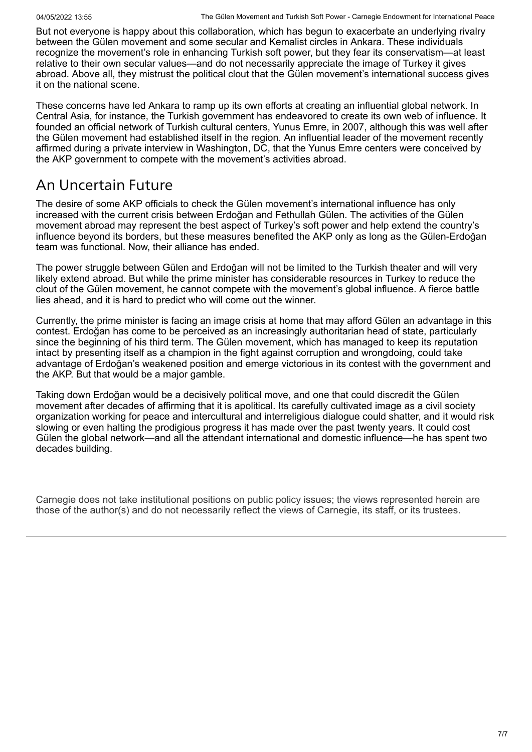But not everyone is happy about this collaboration, which has begun to exacerbate an underlying rivalry between the Gülen movement and some secular and Kemalist circles in Ankara. These individuals recognize the movement's role in enhancing Turkish soft power, but they fear its conservatism—at least relative to their own secular values—and do not necessarily appreciate the image of Turkey it gives abroad. Above all, they mistrust the political clout that the Gülen movement's international success gives it on the national scene.

These concerns have led Ankara to ramp up its own efforts at creating an influential global network. In Central Asia, for instance, the Turkish government has endeavored to create its own web of influence. It founded an official network of Turkish cultural centers, Yunus Emre, in 2007, although this was well after the Gülen movement had established itself in the region. An influential leader of the movement recently affirmed during a private interview in Washington, DC, that the Yunus Emre centers were conceived by the AKP government to compete with the movement's activities abroad.

## An Uncertain Future

The desire of some AKP officials to check the Gülen movement's international influence has only increased with the current crisis between Erdoğan and Fethullah Gülen. The activities of the Gülen movement abroad may represent the best aspect of Turkey's soft power and help extend the country's influence beyond its borders, but these measures benefited the AKP only as long as the Gülen-Erdoğan team was functional. Now, their alliance has ended.

The power struggle between Gülen and Erdoğan will not be limited to the Turkish theater and will very likely extend abroad. But while the prime minister has considerable resources in Turkey to reduce the clout of the Gülen movement, he cannot compete with the movement's global influence. A fierce battle lies ahead, and it is hard to predict who will come out the winner.

Currently, the prime minister is facing an image crisis at home that may afford Gülen an advantage in this contest. Erdoğan has come to be perceived as an increasingly authoritarian head of state, particularly since the beginning of his third term. The Gülen movement, which has managed to keep its reputation intact by presenting itself as a champion in the fight against corruption and wrongdoing, could take advantage of Erdoğan's weakened position and emerge victorious in its contest with the government and the AKP. But that would be a major gamble.

Taking down Erdoğan would be a decisively political move, and one that could discredit the Gülen movement after decades of affirming that it is apolitical. Its carefully cultivated image as a civil society organization working for peace and intercultural and interreligious dialogue could shatter, and it would risk slowing or even halting the prodigious progress it has made over the past twenty years. It could cost Gülen the global network—and all the attendant international and domestic influence—he has spent two decades building.

Carnegie does not take institutional positions on public policy issues; the views represented herein are those of the author(s) and do not necessarily reflect the views of Carnegie, its staff, or its trustees.